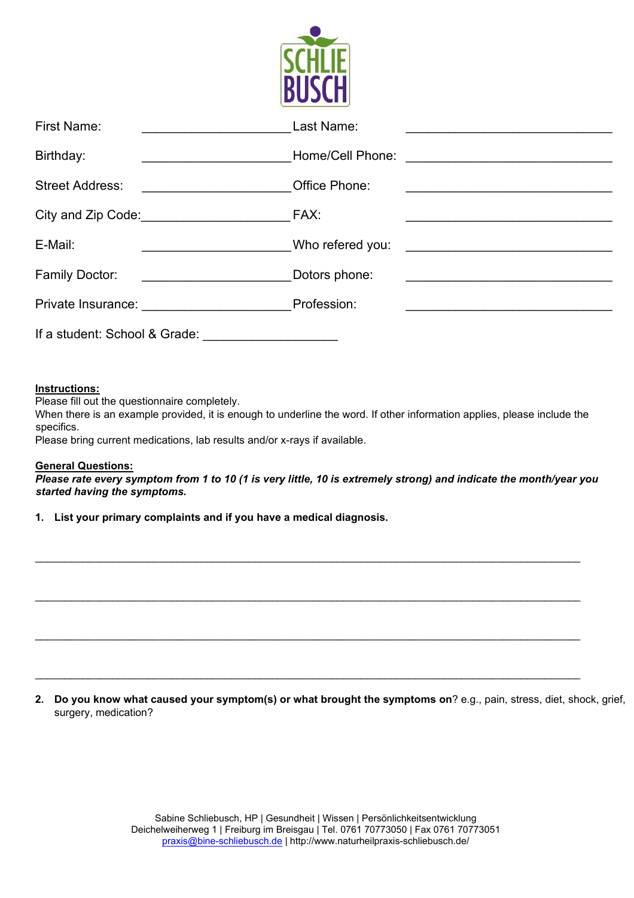SCHLIE BUSCH

First Name: ____________________ Last Name: ____________________

Birthday: ____________________ Home/Cell Phone: ____________________

Street Address: ____________________ Office Phone: ____________________

City and Zip Code: ____________________ FAX: ____________________

E-Mail: ____________________ Who refered you: ____________________

Family Doctor: ____________________ Dotors phone: ____________________

Private Insurance: ____________________ Profession: ____________________

If a student: School & Grade: ____________________

**Instructions:**

Please fill out the questionnaire completely.

When there is an example provided, it is enough to underline the word. If other information applies, please include the specifics.

Please bring current medications, lab results and/or x-rays if available.

**General Questions:**

***Please rate every symptom from 1 to 10 (1 is very little, 10 is extremely strong) and indicate the month/year you started having the symptoms.***

1. **List your primary complaints and if you have a medical diagnosis.**

________________________________________________________________________________

________________________________________________________________________________

________________________________________________________________________________

________________________________________________________________________________

2. **Do you know what caused your symptom(s) or what brought the symptoms on**? e.g., pain, stress, diet, shock, grief, surgery, medication?

Sabine Schliebusch, HP | Gesundheit | Wissen | Persönlichkeitsentwicklung
Deichelweiherweg 1 | Freiburg im Breisgau | Tel. 0761 70773050 | Fax 0761 70773051
praxis@bine-schliebusch.de | http://www.naturheilpraxis-schliebusch.de/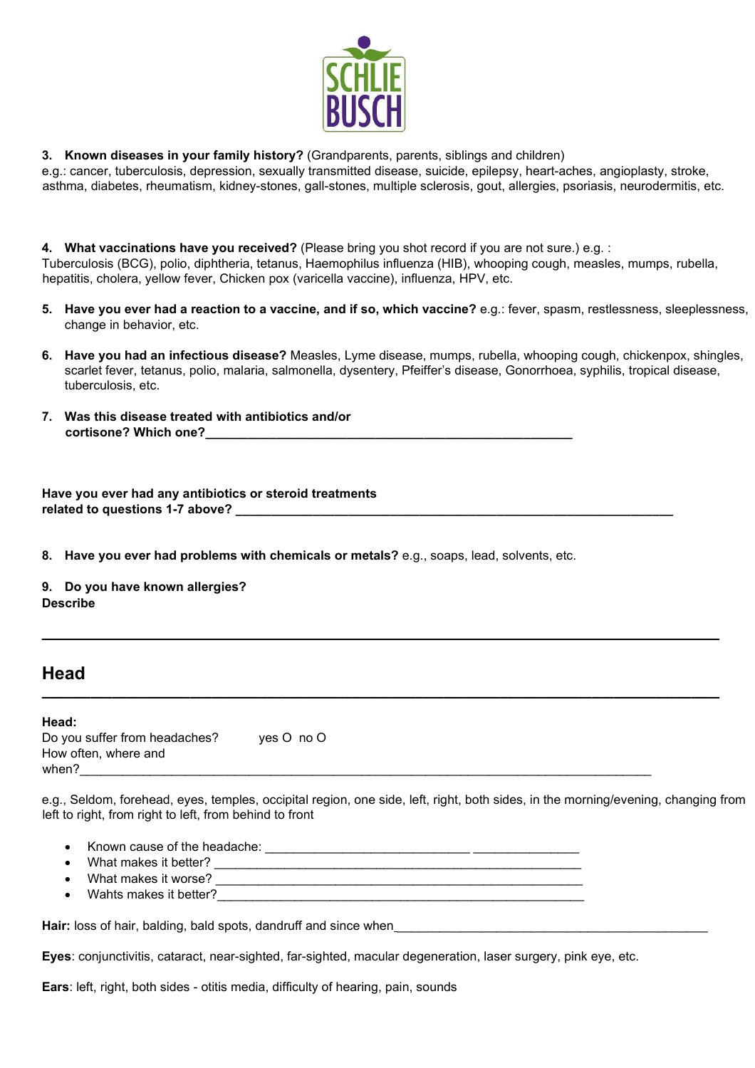**SCHLIE BUSCH**

3. **Known diseases in your family history?** (Grandparents, parents, siblings and children)
e.g.: cancer, tuberculosis, depression, sexually transmitted disease, suicide, epilepsy, heart-aches, angioplasty, stroke, asthma, diabetes, rheumatism, kidney-stones, gall-stones, multiple sclerosis, gout, allergies, psoriasis, neurodermitis, etc.

4. **What vaccinations have you received?** (Please bring you shot record if you are not sure.) e.g. :
Tuberculosis (BCG), polio, diphtheria, tetanus, Haemophilus influenza (HIB), whooping cough, measles, mumps, rubella, hepatitis, cholera, yellow fever, Chicken pox (varicella vaccine), influenza, HPV, etc.

5. **Have you ever had a reaction to a vaccine, and if so, which vaccine?** e.g.: fever, spasm, restlessness, sleeplessness, change in behavior, etc.

6. **Have you had an infectious disease?** Measles, Lyme disease, mumps, rubella, whooping cough, chickenpox, shingles, scarlet fever, tetanus, polio, malaria, salmonella, dysentery, Pfeiffer's disease, Gonorrhoea, syphilis, tropical disease, tuberculosis, etc.

7. **Was this disease treated with antibiotics and/or cortisone? Which one?**_______________________________________________

**Have you ever had any antibiotics or steroid treatments related to questions 1-7 above?** _______________________________________________

8. **Have you ever had problems with chemicals or metals?** e.g., soaps, lead, solvents, etc.

9. **Do you have known allergies?**
**Describe**

---

## Head

---

**Head:**
Do you suffer from headaches? yes O no O
How often, where and when?_______________________________________________

e.g., Seldom, forehead, eyes, temples, occipital region, one side, left, right, both sides, in the morning/evening, changing from left to right, from right to left, from behind to front

- Known cause of the headache: _______________________________________________
- What makes it better? _______________________________________________
- What makes it worse? _______________________________________________
- Wahts makes it better?_______________________________________________

**Hair:** loss of hair, balding, bald spots, dandruff and since when_______________________________________________

**Eyes**: conjunctivitis, cataract, near-sighted, far-sighted, macular degeneration, laser surgery, pink eye, etc.

**Ears**: left, right, both sides - otitis media, difficulty of hearing, pain, sounds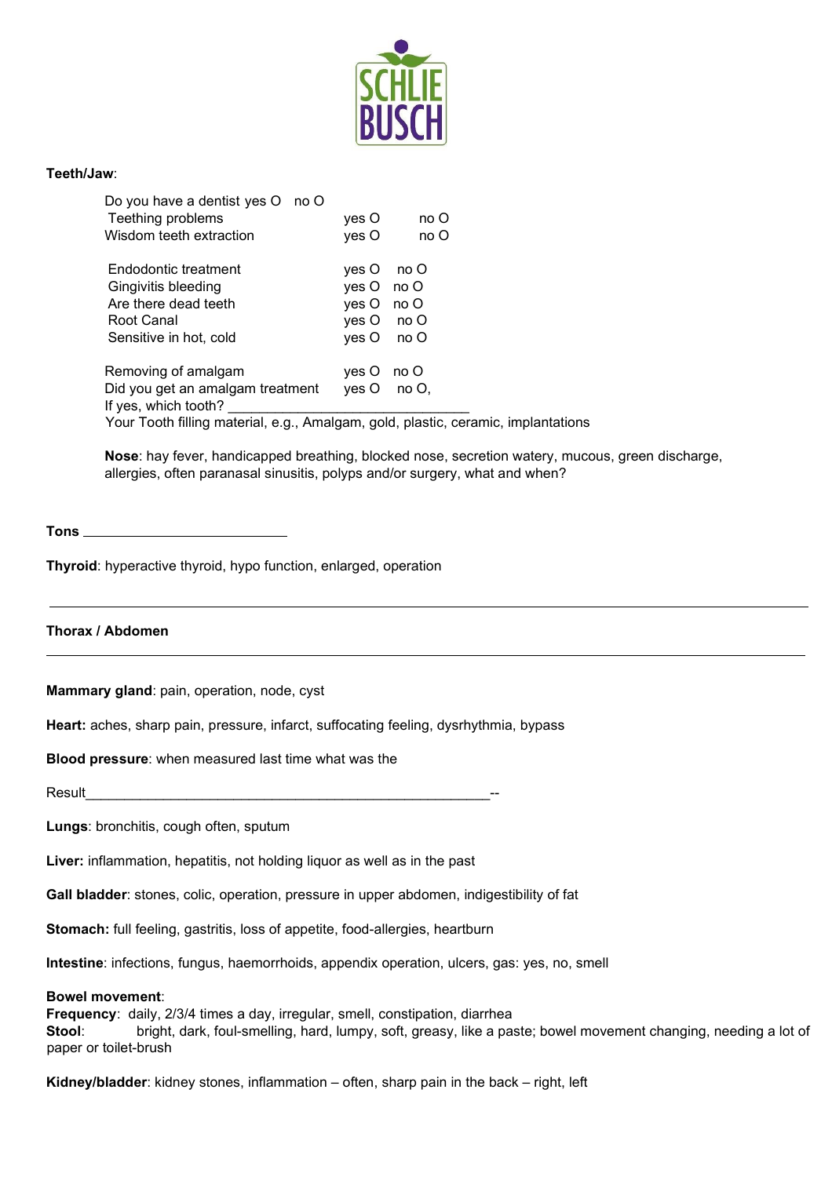SCHLIE BUSCH

**Teeth/Jaw**:

Do you have a dentist yes O no O

| | | |
|---|---|---|
| Teething problems | yes O | no O |
| Wisdom teeth extraction | yes O | no O |
| Endodontic treatment | yes O | no O |
| Gingivitis bleeding | yes O | no O |
| Are there dead teeth | yes O | no O |
| Root Canal | yes O | no O |
| Sensitive in hot, cold | yes O | no O |
| Removing of amalgam | yes O | no O |
| Did you get an amalgam treatment | yes O | no O, |

If yes, which tooth? ______________________________

Your Tooth filling material, e.g., Amalgam, gold, plastic, ceramic, implantations

**Nose**: hay fever, handicapped breathing, blocked nose, secretion watery, mucous, green discharge, allergies, often paranasal sinusitis, polyps and/or surgery, what and when?

**Tons** __________________________

**Thyroid**: hyperactive thyroid, hypo function, enlarged, operation

---

**Thorax / Abdomen**

---

**Mammary gland**: pain, operation, node, cyst

**Heart:** aches, sharp pain, pressure, infarct, suffocating feeling, dysrhythmia, bypass

**Blood pressure**: when measured last time what was the

Result____________________________________________________--

**Lungs**: bronchitis, cough often, sputum

**Liver:** inflammation, hepatitis, not holding liquor as well as in the past

**Gall bladder**: stones, colic, operation, pressure in upper abdomen, indigestibility of fat

**Stomach:** full feeling, gastritis, loss of appetite, food-allergies, heartburn

**Intestine**: infections, fungus, haemorrhoids, appendix operation, ulcers, gas: yes, no, smell

**Bowel movement**:
**Frequency**: daily, 2/3/4 times a day, irregular, smell, constipation, diarrhea
**Stool**: bright, dark, foul-smelling, hard, lumpy, soft, greasy, like a paste; bowel movement changing, needing a lot of paper or toilet-brush

**Kidney/bladder**: kidney stones, inflammation – often, sharp pain in the back – right, left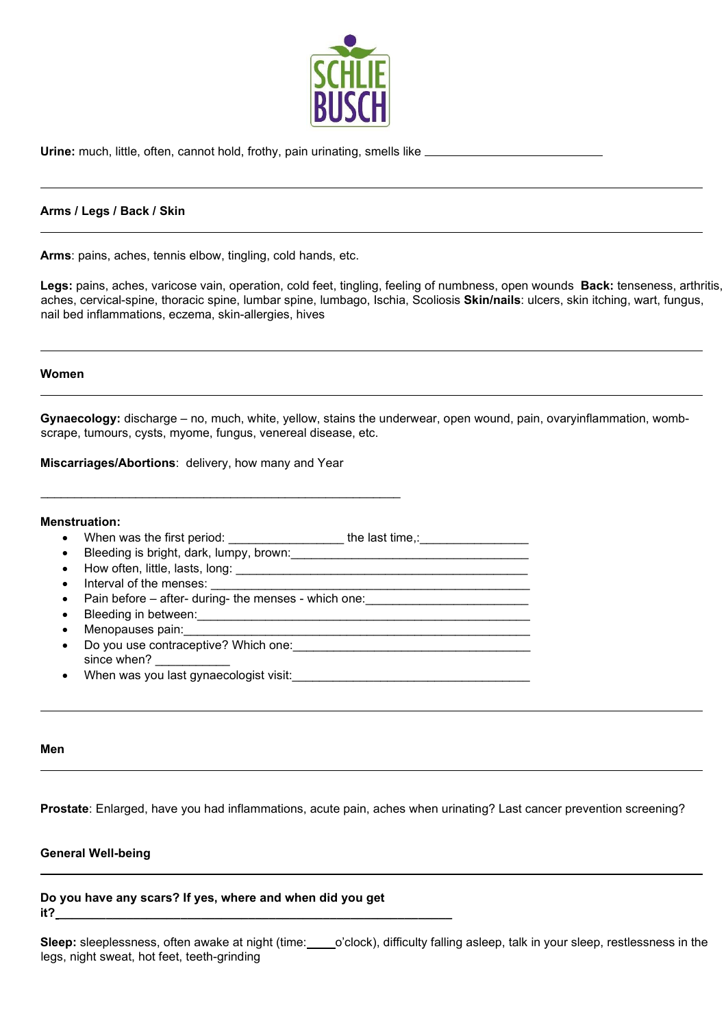**Urine:** much, little, often, cannot hold, frothy, pain urinating, smells like ___________________________

---

**Arms / Legs / Back / Skin**

---

**Arms**: pains, aches, tennis elbow, tingling, cold hands, etc.

**Legs:** pains, aches, varicose vain, operation, cold feet, tingling, feeling of numbness, open wounds **Back:** tenseness, arthritis, aches, cervical-spine, thoracic spine, lumbar spine, lumbago, Ischia, Scoliosis **Skin/nails**: ulcers, skin itching, wart, fungus, nail bed inflammations, eczema, skin-allergies, hives

---

**Women**

---

**Gynaecology:** discharge – no, much, white, yellow, stains the underwear, open wound, pain, ovaryinflammation, womb-scrape, tumours, cysts, myome, fungus, venereal disease, etc.

**Miscarriages/Abortions**: delivery, how many and Year

_______________________________________________________

**Menstruation:**

- When was the first period: _________________ the last time,:________________
- Bleeding is bright, dark, lumpy, brown:___________________________________
- How often, little, lasts, long: __________________________________________
- Interval of the menses: _______________________________________________
- Pain before – after- during- the menses - which one:________________________
- Bleeding in between:__________________________________________________
- Menopauses pain:____________________________________________________
- Do you use contraceptive? Which one:____________________________________ since when? ___________
- When was you last gynaecologist visit:____________________________________

---

**Men**

---

**Prostate**: Enlarged, have you had inflammations, acute pain, aches when urinating? Last cancer prevention screening?

**General Well-being**

---

**Do you have any scars? If yes, where and when did you get it?**_____________________________________________________________

**Sleep:** sleeplessness, often awake at night (time:_____o'clock), difficulty falling asleep, talk in your sleep, restlessness in the legs, night sweat, hot feet, teeth-grinding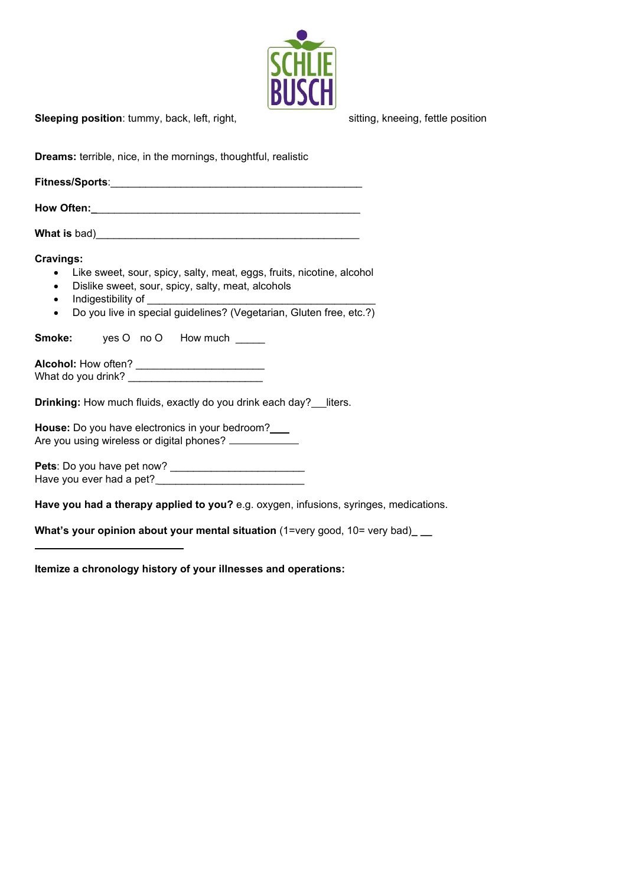**Sleeping position**: tummy, back, left, right, sitting, kneeing, fettle position

**Dreams:** terrible, nice, in the mornings, thoughtful, realistic

**Fitness/Sports**:_____________________________________________

**How Often:**_______________________________________________

**What is** bad)______________________________________________

**Cravings:**

- Like sweet, sour, spicy, salty, meat, eggs, fruits, nicotine, alcohol
- Dislike sweet, sour, spicy, salty, meat, alcohols
- Indigestibility of _________________________________________
- Do you live in special guidelines? (Vegetarian, Gluten free, etc.?)

**Smoke:** yes O no O How much _____

**Alcohol:** How often? ______________________
What do you drink? _______________________

**Drinking:** How much fluids, exactly do you drink each day?___liters.

**House:** Do you have electronics in your bedroom?___
Are you using wireless or digital phones? ____________

**Pets**: Do you have pet now? _______________________
Have you ever had a pet?__________________________

**Have you had a therapy applied to you?** e.g. oxygen, infusions, syringes, medications.

**What's your opinion about your mental situation** (1=very good, 10= very bad)_ __

__________________________

**Itemize a chronology history of your illnesses and operations:**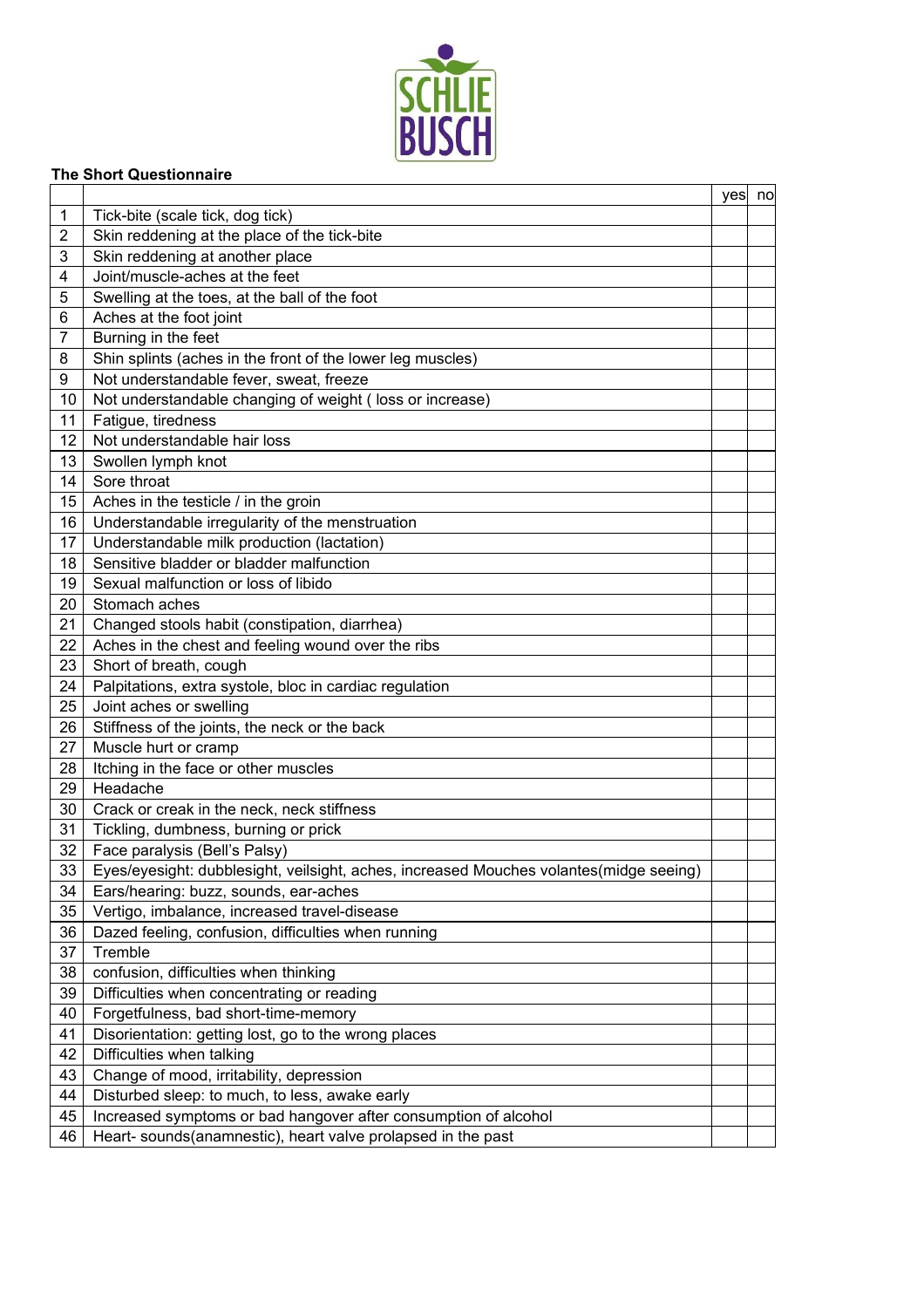SCHLIE BUSCH

**The Short Questionnaire**

| | | yes | no |
|---|---|---|---|
| 1 | Tick-bite (scale tick, dog tick) | | |
| 2 | Skin reddening at the place of the tick-bite | | |
| 3 | Skin reddening at another place | | |
| 4 | Joint/muscle-aches at the feet | | |
| 5 | Swelling at the toes, at the ball of the foot | | |
| 6 | Aches at the foot joint | | |
| 7 | Burning in the feet | | |
| 8 | Shin splints (aches in the front of the lower leg muscles) | | |
| 9 | Not understandable fever, sweat, freeze | | |
| 10 | Not understandable changing of weight ( loss or increase) | | |
| 11 | Fatigue, tiredness | | |
| 12 | Not understandable hair loss | | |
| 13 | Swollen lymph knot | | |
| 14 | Sore throat | | |
| 15 | Aches in the testicle / in the groin | | |
| 16 | Understandable irregularity of the menstruation | | |
| 17 | Understandable milk production (lactation) | | |
| 18 | Sensitive bladder or bladder malfunction | | |
| 19 | Sexual malfunction or loss of libido | | |
| 20 | Stomach aches | | |
| 21 | Changed stools habit (constipation, diarrhea) | | |
| 22 | Aches in the chest and feeling wound over the ribs | | |
| 23 | Short of breath, cough | | |
| 24 | Palpitations, extra systole, bloc in cardiac regulation | | |
| 25 | Joint aches or swelling | | |
| 26 | Stiffness of the joints, the neck or the back | | |
| 27 | Muscle hurt or cramp | | |
| 28 | Itching in the face or other muscles | | |
| 29 | Headache | | |
| 30 | Crack or creak in the neck, neck stiffness | | |
| 31 | Tickling, dumbness, burning or prick | | |
| 32 | Face paralysis (Bell's Palsy) | | |
| 33 | Eyes/eyesight: dubblesight, veilsight, aches, increased Mouches volantes(midge seeing) | | |
| 34 | Ears/hearing: buzz, sounds, ear-aches | | |
| 35 | Vertigo, imbalance, increased travel-disease | | |
| 36 | Dazed feeling, confusion, difficulties when running | | |
| 37 | Tremble | | |
| 38 | confusion, difficulties when thinking | | |
| 39 | Difficulties when concentrating or reading | | |
| 40 | Forgetfulness, bad short-time-memory | | |
| 41 | Disorientation: getting lost, go to the wrong places | | |
| 42 | Difficulties when talking | | |
| 43 | Change of mood, irritability, depression | | |
| 44 | Disturbed sleep: to much, to less, awake early | | |
| 45 | Increased symptoms or bad hangover after consumption of alcohol | | |
| 46 | Heart- sounds(anamnestic), heart valve prolapsed in the past | | |